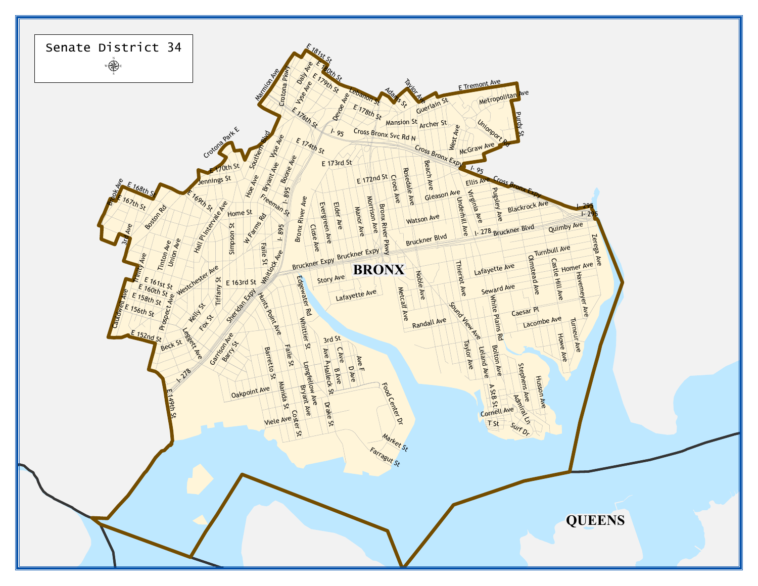# Senate District 34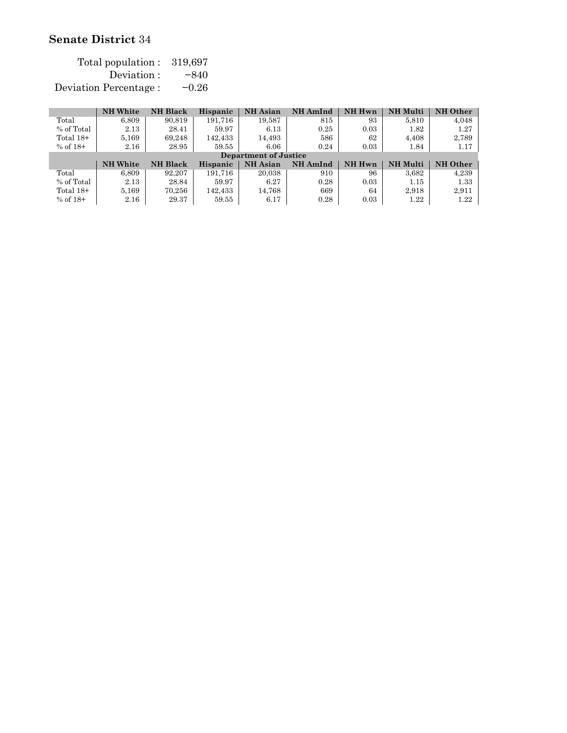**Senate District** 34

Total population : 319,697
Deviation : −840
Deviation Percentage : −0.26

| | NH White | NH Black | Hispanic | NH Asian | NH AmInd | NH Hwn | NH Multi | NH Other |
|---|---|---|---|---|---|---|---|---|
| Total | 6,809 | 90,819 | 191,716 | 19,587 | 815 | 93 | 5,810 | 4,048 |
| % of Total | 2.13 | 28.41 | 59.97 | 6.13 | 0.25 | 0.03 | 1.82 | 1.27 |
| Total 18+ | 5,169 | 69,248 | 142,433 | 14,493 | 586 | 62 | 4,408 | 2,789 |
| % of 18+ | 2.16 | 28.95 | 59.55 | 6.06 | 0.24 | 0.03 | 1.84 | 1.17 |
| **Department of Justice** | | | | | | | | |
| | NH White | NH Black | Hispanic | NH Asian | NH AmInd | NH Hwn | NH Multi | NH Other |
| Total | 6,809 | 92,207 | 191,716 | 20,038 | 910 | 96 | 3,682 | 4,239 |
| % of Total | 2.13 | 28.84 | 59.97 | 6.27 | 0.28 | 0.03 | 1.15 | 1.33 |
| Total 18+ | 5,169 | 70,256 | 142,433 | 14,768 | 669 | 64 | 2,918 | 2,911 |
| % of 18+ | 2.16 | 29.37 | 59.55 | 6.17 | 0.28 | 0.03 | 1.22 | 1.22 |